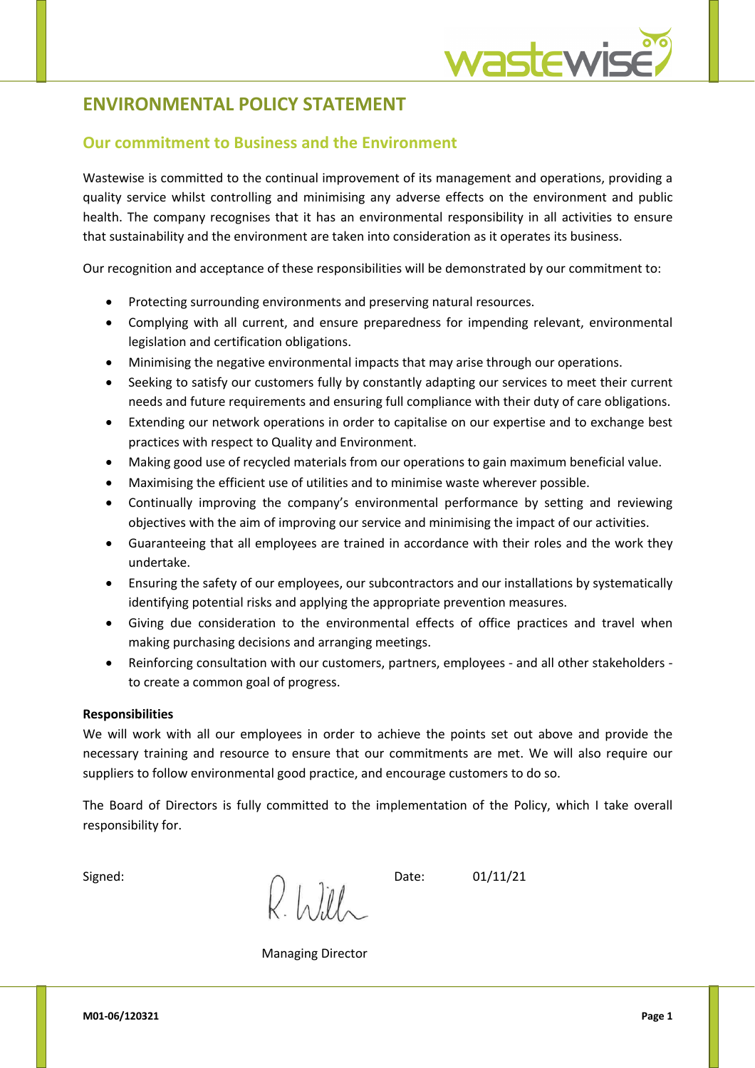# ENVIRONMENTAL POLICY STATEMENT

## Our commitment to Business and the Environment

Wastewise is committed to the continual improvement of its management and operations, providing a quality service whilst controlling and minimising any adverse effects on the environment and public health. The company recognises that it has an environmental responsibility in all activities to ensure that sustainability and the environment are taken into consideration as it operates its business.

Our recognition and acceptance of these responsibilities will be demonstrated by our commitment to:

- Protecting surrounding environments and preserving natural resources.
- Complying with all current, and ensure preparedness for impending relevant, environmental legislation and certification obligations.
- Minimising the negative environmental impacts that may arise through our operations.
- Seeking to satisfy our customers fully by constantly adapting our services to meet their current needs and future requirements and ensuring full compliance with their duty of care obligations.
- Extending our network operations in order to capitalise on our expertise and to exchange best practices with respect to Quality and Environment.
- Making good use of recycled materials from our operations to gain maximum beneficial value.
- Maximising the efficient use of utilities and to minimise waste wherever possible.
- Continually improving the company's environmental performance by setting and reviewing objectives with the aim of improving our service and minimising the impact of our activities.
- Guaranteeing that all employees are trained in accordance with their roles and the work they undertake.
- Ensuring the safety of our employees, our subcontractors and our installations by systematically identifying potential risks and applying the appropriate prevention measures.
- Giving due consideration to the environmental effects of office practices and travel when making purchasing decisions and arranging meetings.
- Reinforcing consultation with our customers, partners, employees - and all other stakeholders - to create a common goal of progress.

**Responsibilities**

We will work with all our employees in order to achieve the points set out above and provide the necessary training and resource to ensure that our commitments are met. We will also require our suppliers to follow environmental good practice, and encourage customers to do so.

The Board of Directors is fully committed to the implementation of the Policy, which I take overall responsibility for.

Signed: R. Will Date: 01/11/21

Managing Director

**M01-06/120321**